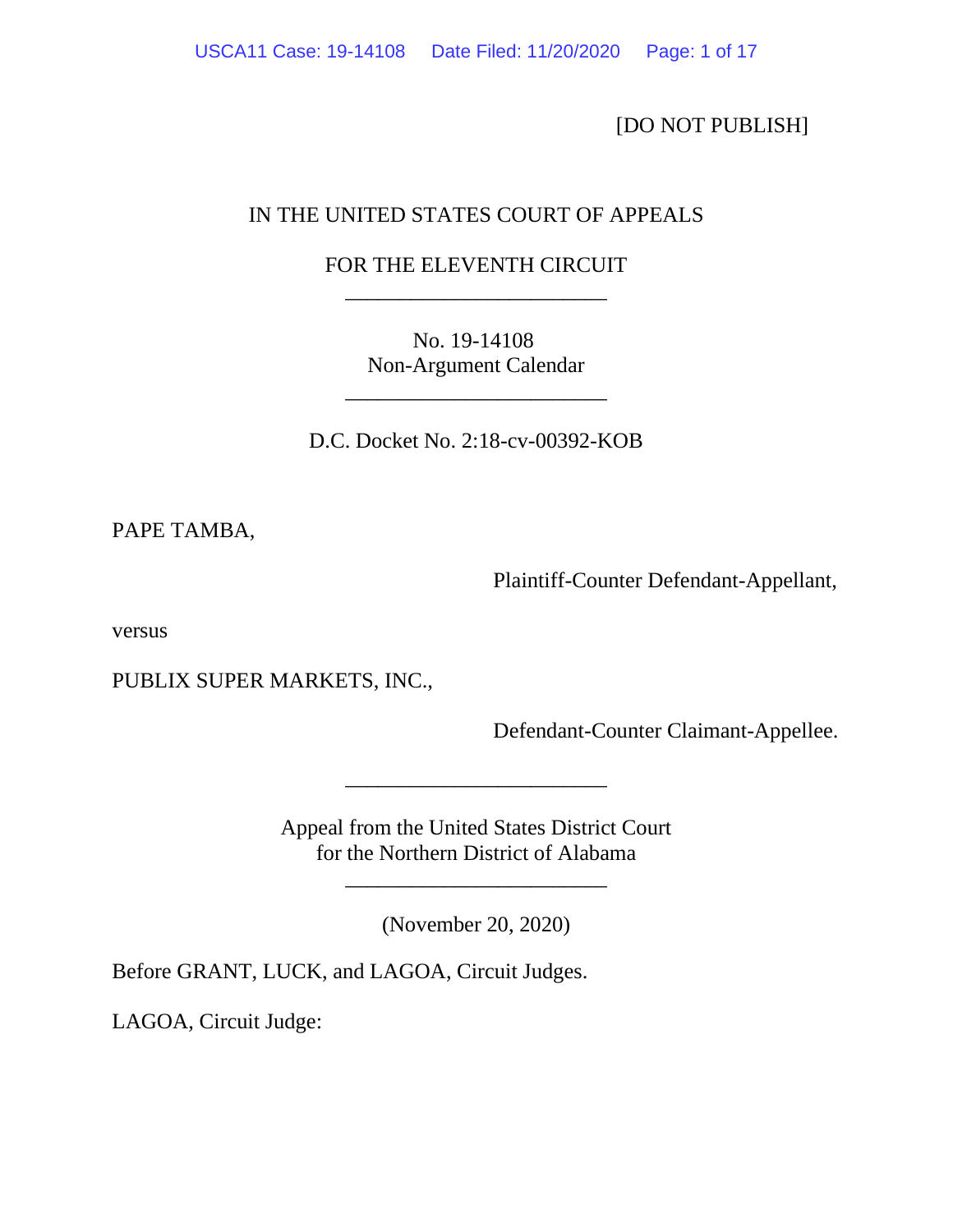[DO NOT PUBLISH]

IN THE UNITED STATES COURT OF APPEALS

FOR THE ELEVENTH CIRCUIT

________________________

No. 19-14108
Non-Argument Calendar

________________________

D.C. Docket No. 2:18-cv-00392-KOB

PAPE TAMBA,

Plaintiff-Counter Defendant-Appellant,

versus

PUBLIX SUPER MARKETS, INC.,

Defendant-Counter Claimant-Appellee.

________________________

Appeal from the United States District Court
for the Northern District of Alabama

________________________

(November 20, 2020)

Before GRANT, LUCK, and LAGOA, Circuit Judges.

LAGOA, Circuit Judge: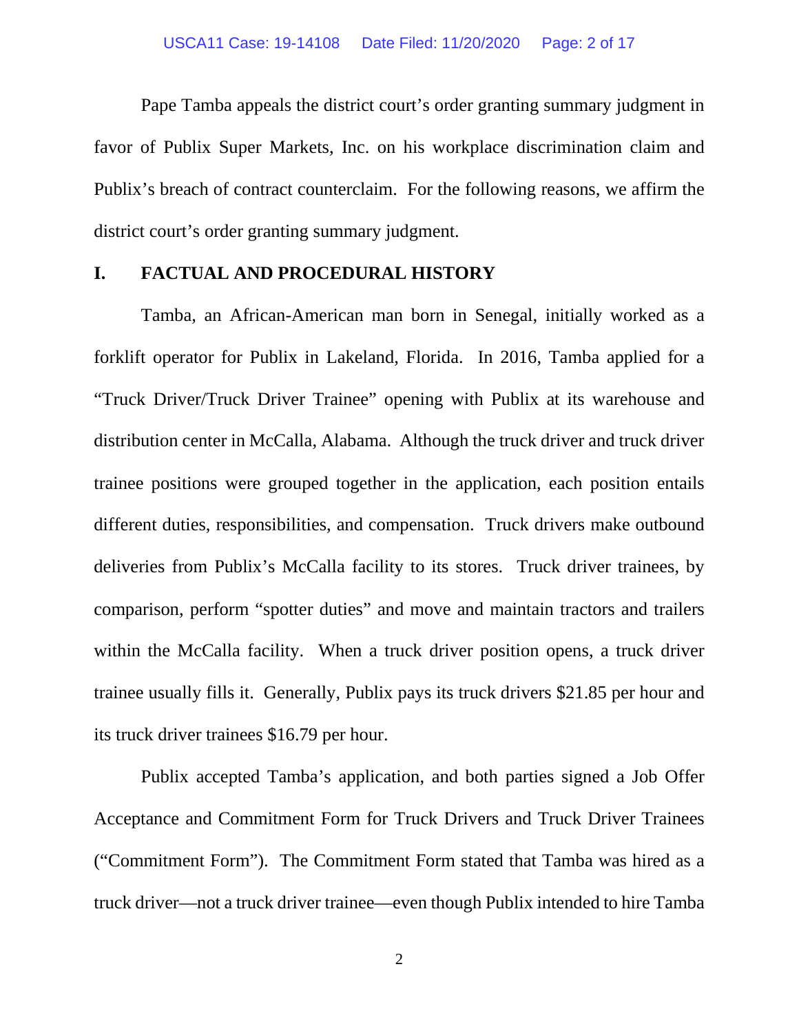Pape Tamba appeals the district court's order granting summary judgment in favor of Publix Super Markets, Inc. on his workplace discrimination claim and Publix's breach of contract counterclaim. For the following reasons, we affirm the district court's order granting summary judgment.

## I. FACTUAL AND PROCEDURAL HISTORY

Tamba, an African-American man born in Senegal, initially worked as a forklift operator for Publix in Lakeland, Florida. In 2016, Tamba applied for a "Truck Driver/Truck Driver Trainee" opening with Publix at its warehouse and distribution center in McCalla, Alabama. Although the truck driver and truck driver trainee positions were grouped together in the application, each position entails different duties, responsibilities, and compensation. Truck drivers make outbound deliveries from Publix's McCalla facility to its stores. Truck driver trainees, by comparison, perform "spotter duties" and move and maintain tractors and trailers within the McCalla facility. When a truck driver position opens, a truck driver trainee usually fills it. Generally, Publix pays its truck drivers $21.85 per hour and its truck driver trainees $16.79 per hour.

Publix accepted Tamba's application, and both parties signed a Job Offer Acceptance and Commitment Form for Truck Drivers and Truck Driver Trainees ("Commitment Form"). The Commitment Form stated that Tamba was hired as a truck driver—not a truck driver trainee—even though Publix intended to hire Tamba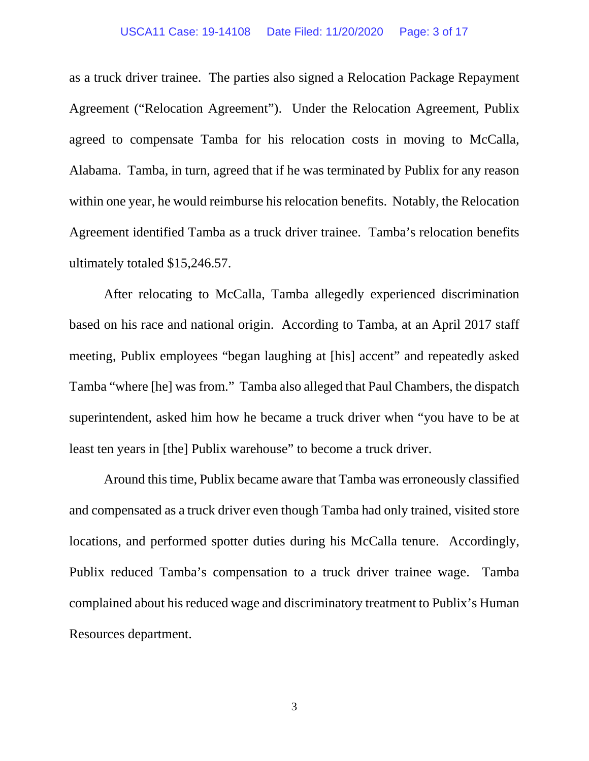as a truck driver trainee. The parties also signed a Relocation Package Repayment Agreement ("Relocation Agreement"). Under the Relocation Agreement, Publix agreed to compensate Tamba for his relocation costs in moving to McCalla, Alabama. Tamba, in turn, agreed that if he was terminated by Publix for any reason within one year, he would reimburse his relocation benefits. Notably, the Relocation Agreement identified Tamba as a truck driver trainee. Tamba's relocation benefits ultimately totaled $15,246.57.

After relocating to McCalla, Tamba allegedly experienced discrimination based on his race and national origin. According to Tamba, at an April 2017 staff meeting, Publix employees "began laughing at [his] accent" and repeatedly asked Tamba "where [he] was from." Tamba also alleged that Paul Chambers, the dispatch superintendent, asked him how he became a truck driver when "you have to be at least ten years in [the] Publix warehouse" to become a truck driver.

Around this time, Publix became aware that Tamba was erroneously classified and compensated as a truck driver even though Tamba had only trained, visited store locations, and performed spotter duties during his McCalla tenure. Accordingly, Publix reduced Tamba's compensation to a truck driver trainee wage. Tamba complained about his reduced wage and discriminatory treatment to Publix's Human Resources department.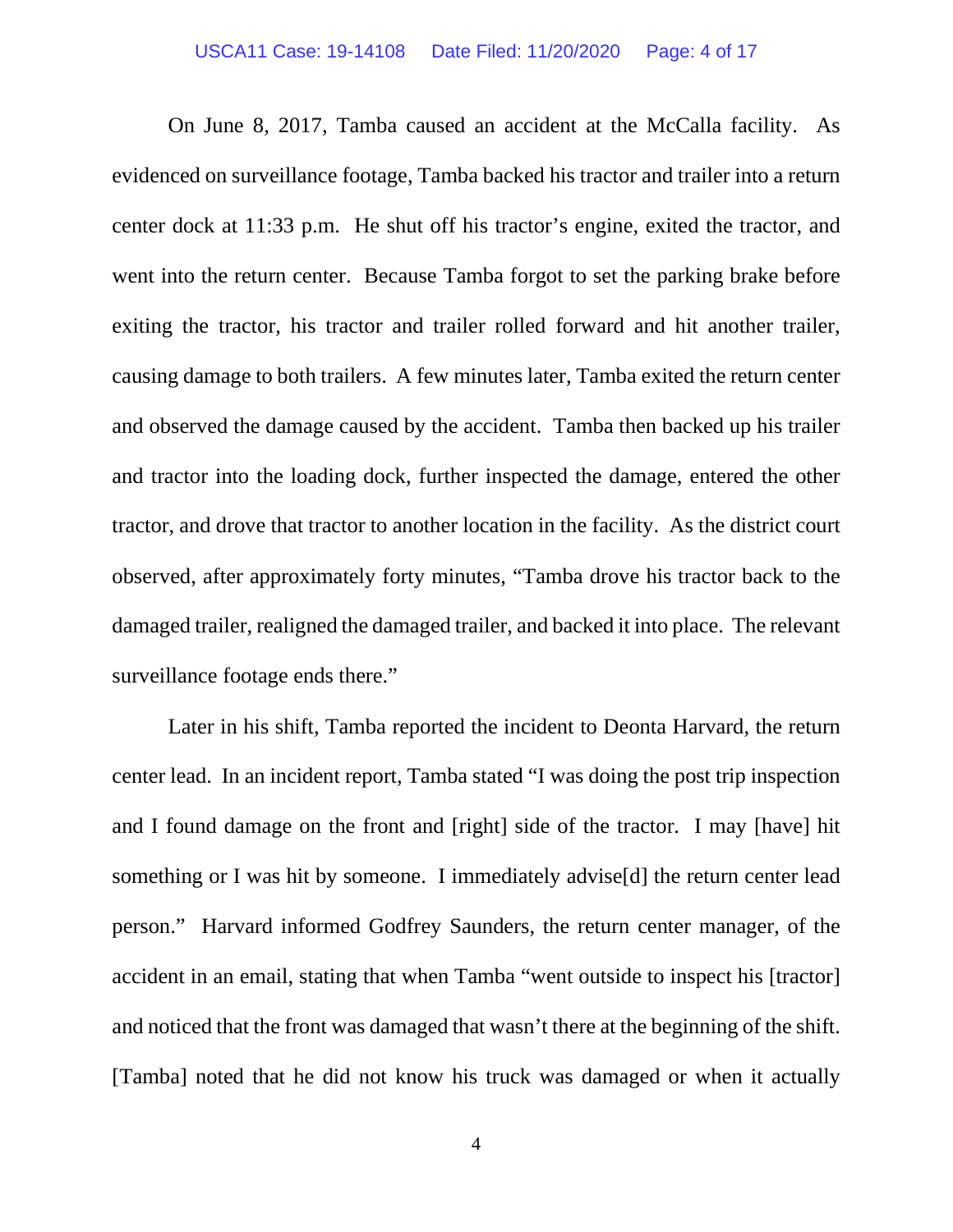On June 8, 2017, Tamba caused an accident at the McCalla facility. As evidenced on surveillance footage, Tamba backed his tractor and trailer into a return center dock at 11:33 p.m. He shut off his tractor's engine, exited the tractor, and went into the return center. Because Tamba forgot to set the parking brake before exiting the tractor, his tractor and trailer rolled forward and hit another trailer, causing damage to both trailers. A few minutes later, Tamba exited the return center and observed the damage caused by the accident. Tamba then backed up his trailer and tractor into the loading dock, further inspected the damage, entered the other tractor, and drove that tractor to another location in the facility. As the district court observed, after approximately forty minutes, "Tamba drove his tractor back to the damaged trailer, realigned the damaged trailer, and backed it into place. The relevant surveillance footage ends there."

Later in his shift, Tamba reported the incident to Deonta Harvard, the return center lead. In an incident report, Tamba stated "I was doing the post trip inspection and I found damage on the front and [right] side of the tractor. I may [have] hit something or I was hit by someone. I immediately advise[d] the return center lead person." Harvard informed Godfrey Saunders, the return center manager, of the accident in an email, stating that when Tamba "went outside to inspect his [tractor] and noticed that the front was damaged that wasn't there at the beginning of the shift. [Tamba] noted that he did not know his truck was damaged or when it actually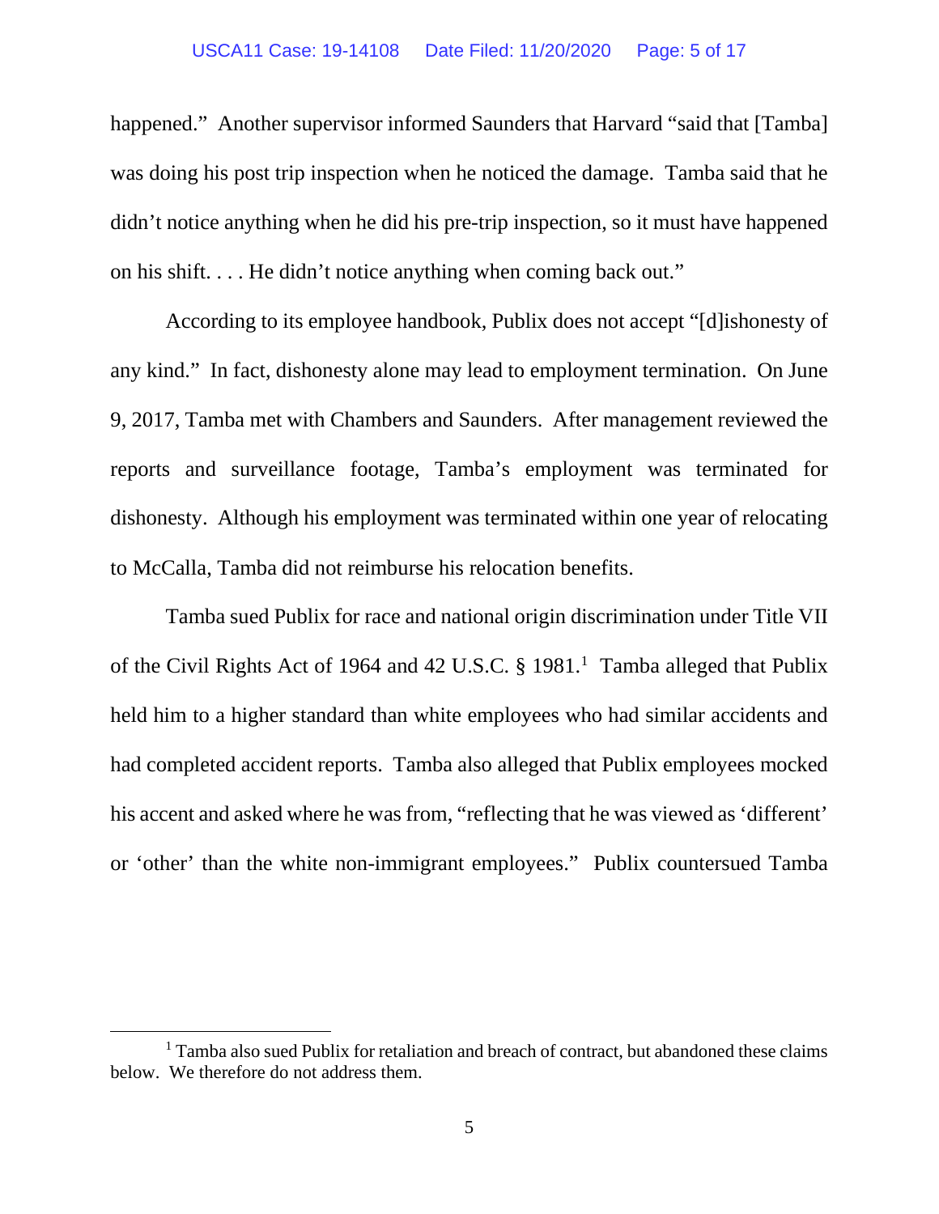happened." Another supervisor informed Saunders that Harvard "said that [Tamba] was doing his post trip inspection when he noticed the damage. Tamba said that he didn't notice anything when he did his pre-trip inspection, so it must have happened on his shift. . . . He didn't notice anything when coming back out."

According to its employee handbook, Publix does not accept "[d]ishonesty of any kind." In fact, dishonesty alone may lead to employment termination. On June 9, 2017, Tamba met with Chambers and Saunders. After management reviewed the reports and surveillance footage, Tamba's employment was terminated for dishonesty. Although his employment was terminated within one year of relocating to McCalla, Tamba did not reimburse his relocation benefits.

Tamba sued Publix for race and national origin discrimination under Title VII of the Civil Rights Act of 1964 and 42 U.S.C. § 1981.[1] Tamba alleged that Publix held him to a higher standard than white employees who had similar accidents and had completed accident reports. Tamba also alleged that Publix employees mocked his accent and asked where he was from, "reflecting that he was viewed as 'different' or 'other' than the white non-immigrant employees." Publix countersued Tamba

[1] Tamba also sued Publix for retaliation and breach of contract, but abandoned these claims below. We therefore do not address them.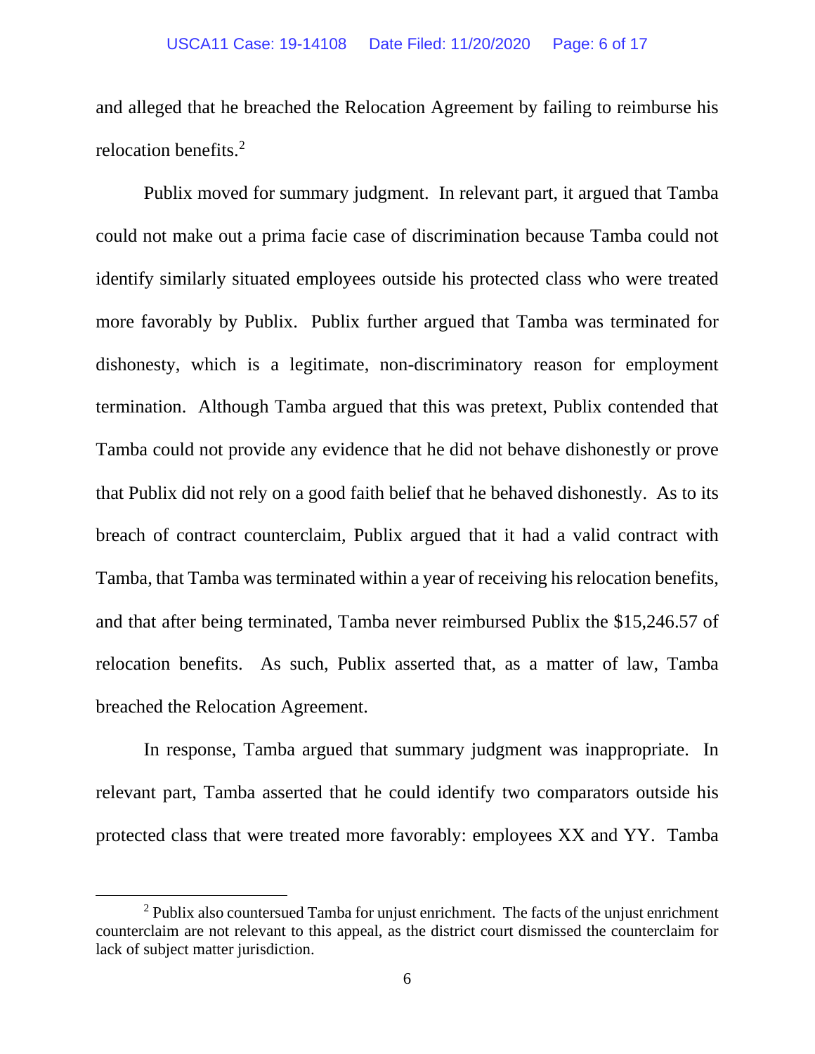and alleged that he breached the Relocation Agreement by failing to reimburse his relocation benefits.[2]

Publix moved for summary judgment. In relevant part, it argued that Tamba could not make out a prima facie case of discrimination because Tamba could not identify similarly situated employees outside his protected class who were treated more favorably by Publix. Publix further argued that Tamba was terminated for dishonesty, which is a legitimate, non-discriminatory reason for employment termination. Although Tamba argued that this was pretext, Publix contended that Tamba could not provide any evidence that he did not behave dishonestly or prove that Publix did not rely on a good faith belief that he behaved dishonestly. As to its breach of contract counterclaim, Publix argued that it had a valid contract with Tamba, that Tamba was terminated within a year of receiving his relocation benefits, and that after being terminated, Tamba never reimbursed Publix the $15,246.57 of relocation benefits. As such, Publix asserted that, as a matter of law, Tamba breached the Relocation Agreement.

In response, Tamba argued that summary judgment was inappropriate. In relevant part, Tamba asserted that he could identify two comparators outside his protected class that were treated more favorably: employees XX and YY. Tamba

[2] Publix also countersued Tamba for unjust enrichment. The facts of the unjust enrichment counterclaim are not relevant to this appeal, as the district court dismissed the counterclaim for lack of subject matter jurisdiction.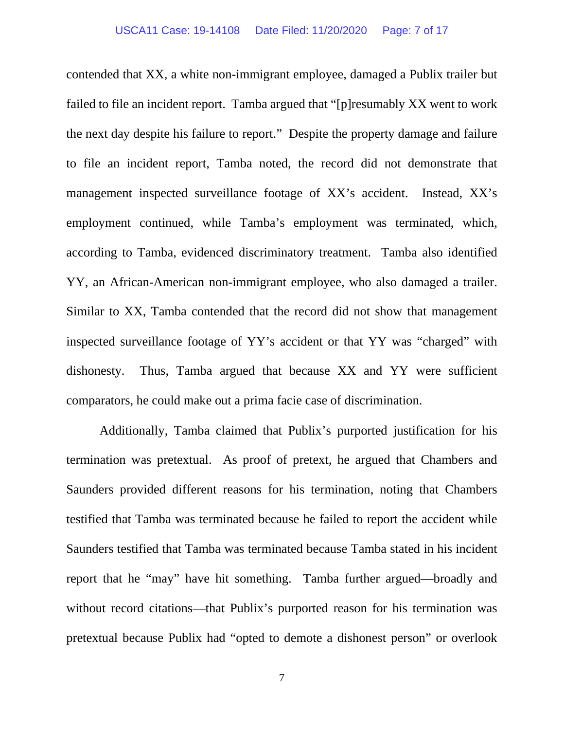contended that XX, a white non-immigrant employee, damaged a Publix trailer but failed to file an incident report. Tamba argued that "[p]resumably XX went to work the next day despite his failure to report." Despite the property damage and failure to file an incident report, Tamba noted, the record did not demonstrate that management inspected surveillance footage of XX's accident. Instead, XX's employment continued, while Tamba's employment was terminated, which, according to Tamba, evidenced discriminatory treatment. Tamba also identified YY, an African-American non-immigrant employee, who also damaged a trailer. Similar to XX, Tamba contended that the record did not show that management inspected surveillance footage of YY's accident or that YY was "charged" with dishonesty. Thus, Tamba argued that because XX and YY were sufficient comparators, he could make out a prima facie case of discrimination.

Additionally, Tamba claimed that Publix's purported justification for his termination was pretextual. As proof of pretext, he argued that Chambers and Saunders provided different reasons for his termination, noting that Chambers testified that Tamba was terminated because he failed to report the accident while Saunders testified that Tamba was terminated because Tamba stated in his incident report that he "may" have hit something. Tamba further argued—broadly and without record citations—that Publix's purported reason for his termination was pretextual because Publix had "opted to demote a dishonest person" or overlook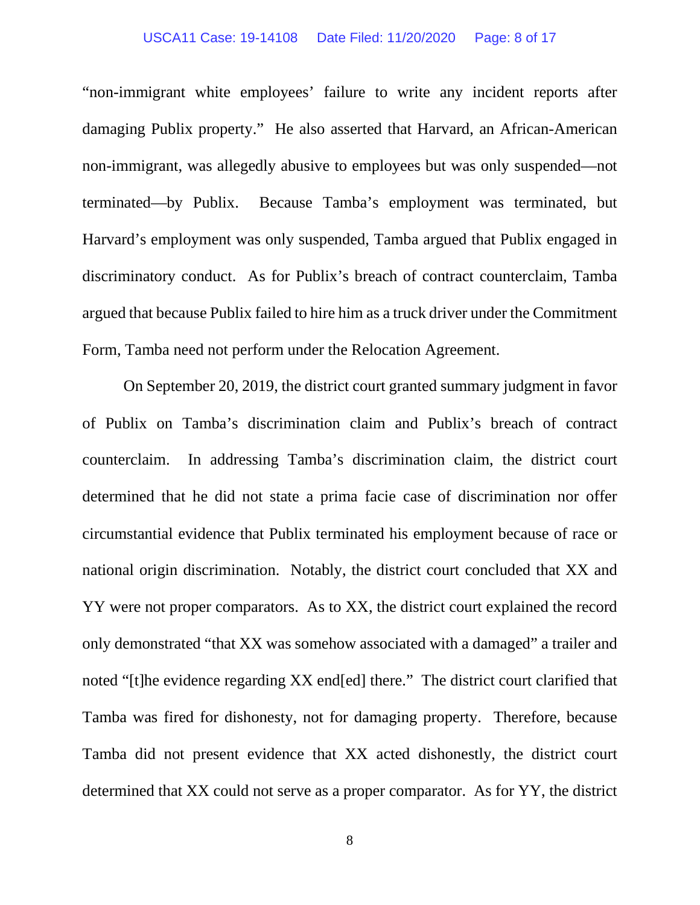"non-immigrant white employees' failure to write any incident reports after damaging Publix property." He also asserted that Harvard, an African-American non-immigrant, was allegedly abusive to employees but was only suspended—not terminated—by Publix. Because Tamba's employment was terminated, but Harvard's employment was only suspended, Tamba argued that Publix engaged in discriminatory conduct. As for Publix's breach of contract counterclaim, Tamba argued that because Publix failed to hire him as a truck driver under the Commitment Form, Tamba need not perform under the Relocation Agreement.

On September 20, 2019, the district court granted summary judgment in favor of Publix on Tamba's discrimination claim and Publix's breach of contract counterclaim. In addressing Tamba's discrimination claim, the district court determined that he did not state a prima facie case of discrimination nor offer circumstantial evidence that Publix terminated his employment because of race or national origin discrimination. Notably, the district court concluded that XX and YY were not proper comparators. As to XX, the district court explained the record only demonstrated "that XX was somehow associated with a damaged" a trailer and noted "[t]he evidence regarding XX end[ed] there." The district court clarified that Tamba was fired for dishonesty, not for damaging property. Therefore, because Tamba did not present evidence that XX acted dishonestly, the district court determined that XX could not serve as a proper comparator. As for YY, the district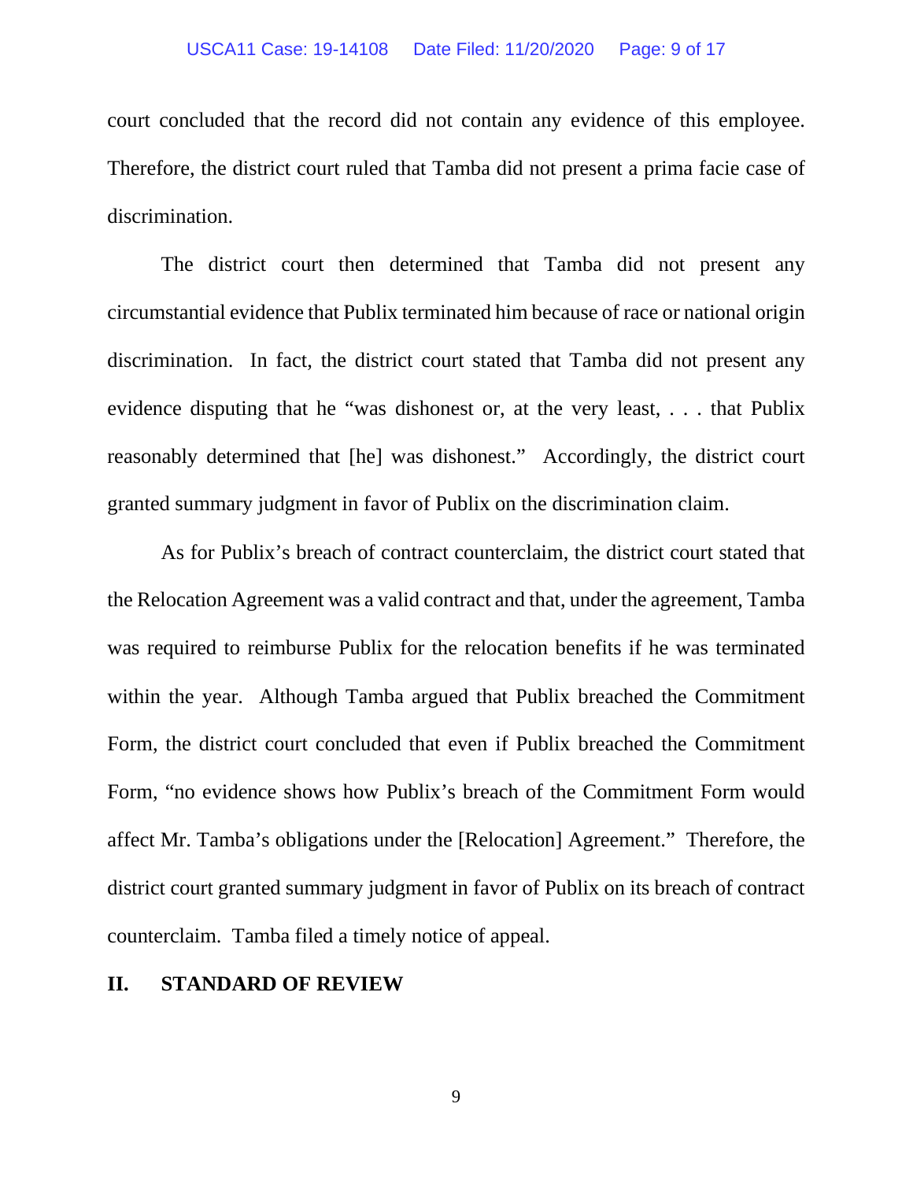court concluded that the record did not contain any evidence of this employee. Therefore, the district court ruled that Tamba did not present a prima facie case of discrimination.

The district court then determined that Tamba did not present any circumstantial evidence that Publix terminated him because of race or national origin discrimination. In fact, the district court stated that Tamba did not present any evidence disputing that he "was dishonest or, at the very least, . . . that Publix reasonably determined that [he] was dishonest." Accordingly, the district court granted summary judgment in favor of Publix on the discrimination claim.

As for Publix's breach of contract counterclaim, the district court stated that the Relocation Agreement was a valid contract and that, under the agreement, Tamba was required to reimburse Publix for the relocation benefits if he was terminated within the year. Although Tamba argued that Publix breached the Commitment Form, the district court concluded that even if Publix breached the Commitment Form, "no evidence shows how Publix's breach of the Commitment Form would affect Mr. Tamba's obligations under the [Relocation] Agreement." Therefore, the district court granted summary judgment in favor of Publix on its breach of contract counterclaim. Tamba filed a timely notice of appeal.

## II. STANDARD OF REVIEW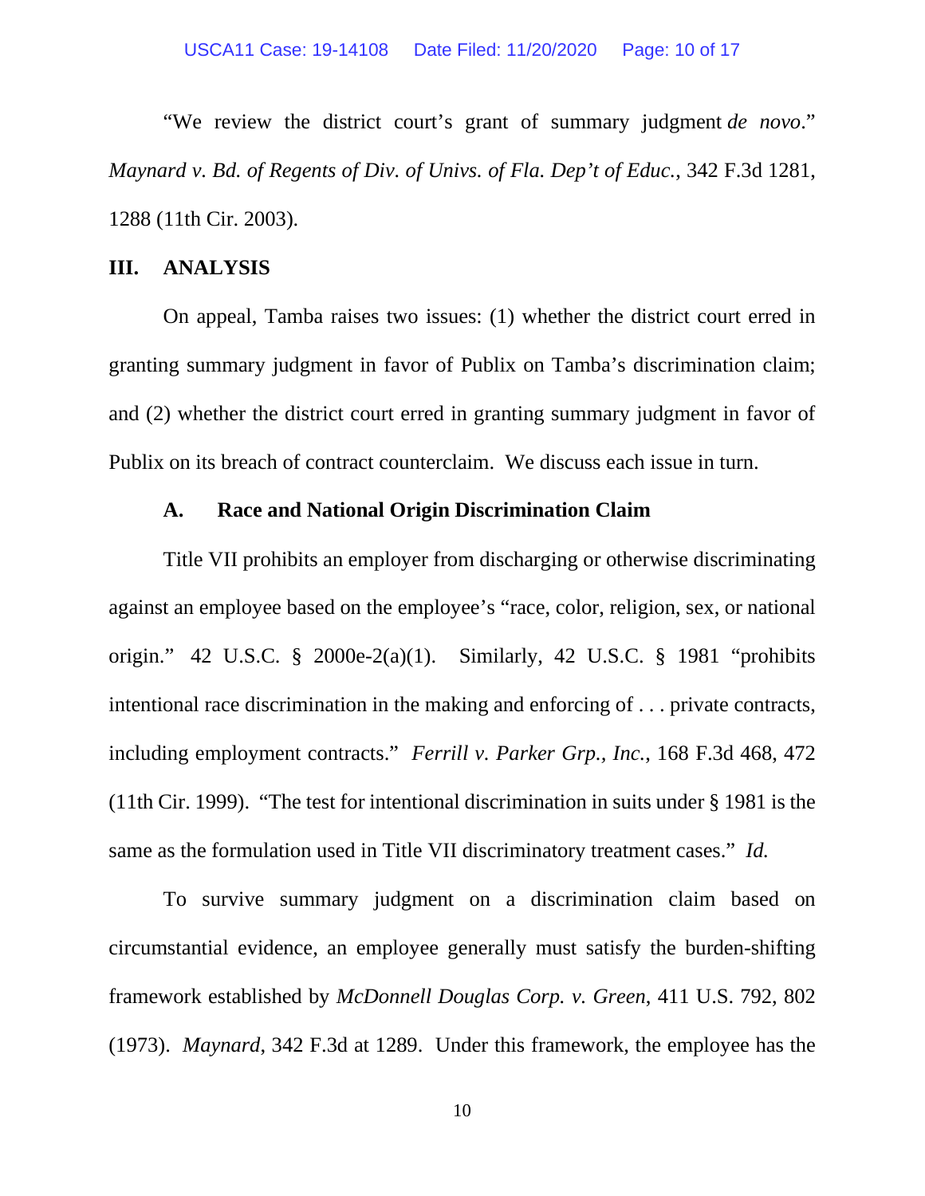"We review the district court's grant of summary judgment *de novo*." *Maynard v. Bd. of Regents of Div. of Univs. of Fla. Dep't of Educ.*, 342 F.3d 1281, 1288 (11th Cir. 2003).

## III. ANALYSIS

On appeal, Tamba raises two issues: (1) whether the district court erred in granting summary judgment in favor of Publix on Tamba's discrimination claim; and (2) whether the district court erred in granting summary judgment in favor of Publix on its breach of contract counterclaim. We discuss each issue in turn.

### A. Race and National Origin Discrimination Claim

Title VII prohibits an employer from discharging or otherwise discriminating against an employee based on the employee's "race, color, religion, sex, or national origin." 42 U.S.C. § 2000e-2(a)(1). Similarly, 42 U.S.C. § 1981 "prohibits intentional race discrimination in the making and enforcing of . . . private contracts, including employment contracts." *Ferrill v. Parker Grp., Inc.*, 168 F.3d 468, 472 (11th Cir. 1999). "The test for intentional discrimination in suits under § 1981 is the same as the formulation used in Title VII discriminatory treatment cases." *Id.*

To survive summary judgment on a discrimination claim based on circumstantial evidence, an employee generally must satisfy the burden-shifting framework established by *McDonnell Douglas Corp. v. Green*, 411 U.S. 792, 802 (1973). *Maynard*, 342 F.3d at 1289. Under this framework, the employee has the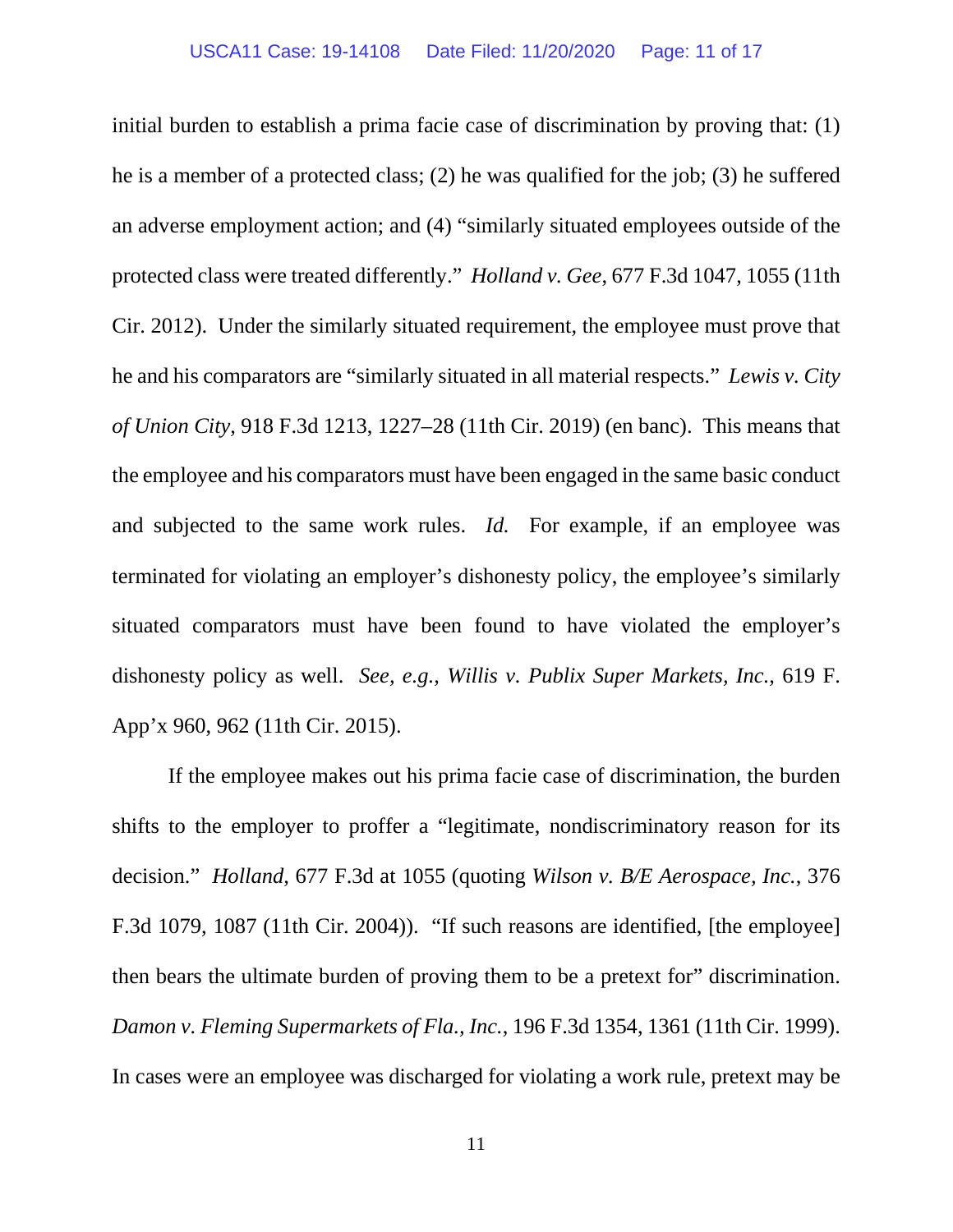initial burden to establish a prima facie case of discrimination by proving that: (1) he is a member of a protected class; (2) he was qualified for the job; (3) he suffered an adverse employment action; and (4) "similarly situated employees outside of the protected class were treated differently." *Holland v. Gee*, 677 F.3d 1047, 1055 (11th Cir. 2012). Under the similarly situated requirement, the employee must prove that he and his comparators are "similarly situated in all material respects." *Lewis v. City of Union City*, 918 F.3d 1213, 1227–28 (11th Cir. 2019) (en banc). This means that the employee and his comparators must have been engaged in the same basic conduct and subjected to the same work rules. *Id.* For example, if an employee was terminated for violating an employer's dishonesty policy, the employee's similarly situated comparators must have been found to have violated the employer's dishonesty policy as well. *See, e.g.*, *Willis v. Publix Super Markets, Inc.*, 619 F. App'x 960, 962 (11th Cir. 2015).

If the employee makes out his prima facie case of discrimination, the burden shifts to the employer to proffer a "legitimate, nondiscriminatory reason for its decision." *Holland*, 677 F.3d at 1055 (quoting *Wilson v. B/E Aerospace, Inc.*, 376 F.3d 1079, 1087 (11th Cir. 2004)). "If such reasons are identified, [the employee] then bears the ultimate burden of proving them to be a pretext for" discrimination. *Damon v. Fleming Supermarkets of Fla., Inc.*, 196 F.3d 1354, 1361 (11th Cir. 1999). In cases were an employee was discharged for violating a work rule, pretext may be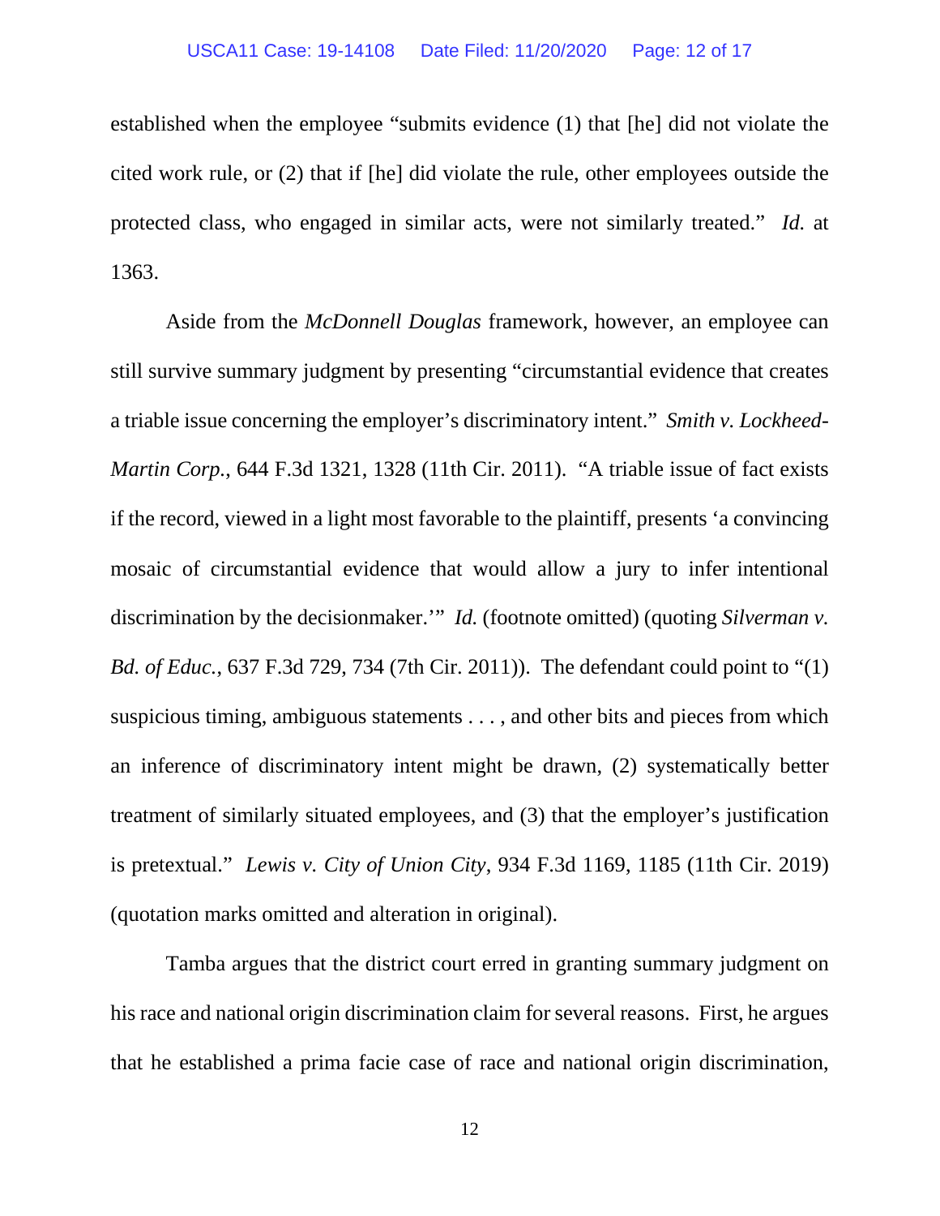established when the employee "submits evidence (1) that [he] did not violate the cited work rule, or (2) that if [he] did violate the rule, other employees outside the protected class, who engaged in similar acts, were not similarly treated." *Id.* at 1363.

Aside from the *McDonnell Douglas* framework, however, an employee can still survive summary judgment by presenting "circumstantial evidence that creates a triable issue concerning the employer's discriminatory intent." *Smith v. Lockheed-Martin Corp.*, 644 F.3d 1321, 1328 (11th Cir. 2011). "A triable issue of fact exists if the record, viewed in a light most favorable to the plaintiff, presents 'a convincing mosaic of circumstantial evidence that would allow a jury to infer intentional discrimination by the decisionmaker.'" *Id.* (footnote omitted) (quoting *Silverman v. Bd. of Educ.*, 637 F.3d 729, 734 (7th Cir. 2011)). The defendant could point to "(1) suspicious timing, ambiguous statements . . . , and other bits and pieces from which an inference of discriminatory intent might be drawn, (2) systematically better treatment of similarly situated employees, and (3) that the employer's justification is pretextual." *Lewis v. City of Union City*, 934 F.3d 1169, 1185 (11th Cir. 2019) (quotation marks omitted and alteration in original).

Tamba argues that the district court erred in granting summary judgment on his race and national origin discrimination claim for several reasons. First, he argues that he established a prima facie case of race and national origin discrimination,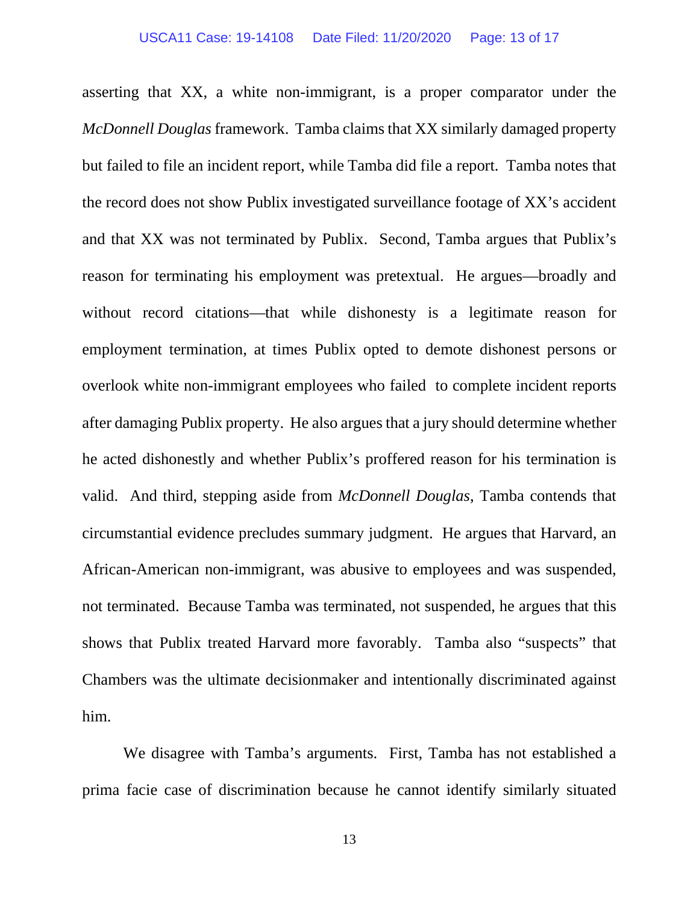asserting that XX, a white non-immigrant, is a proper comparator under the *McDonnell Douglas* framework. Tamba claims that XX similarly damaged property but failed to file an incident report, while Tamba did file a report. Tamba notes that the record does not show Publix investigated surveillance footage of XX's accident and that XX was not terminated by Publix. Second, Tamba argues that Publix's reason for terminating his employment was pretextual. He argues—broadly and without record citations—that while dishonesty is a legitimate reason for employment termination, at times Publix opted to demote dishonest persons or overlook white non-immigrant employees who failed to complete incident reports after damaging Publix property. He also argues that a jury should determine whether he acted dishonestly and whether Publix's proffered reason for his termination is valid. And third, stepping aside from *McDonnell Douglas*, Tamba contends that circumstantial evidence precludes summary judgment. He argues that Harvard, an African-American non-immigrant, was abusive to employees and was suspended, not terminated. Because Tamba was terminated, not suspended, he argues that this shows that Publix treated Harvard more favorably. Tamba also "suspects" that Chambers was the ultimate decisionmaker and intentionally discriminated against him.

We disagree with Tamba's arguments. First, Tamba has not established a prima facie case of discrimination because he cannot identify similarly situated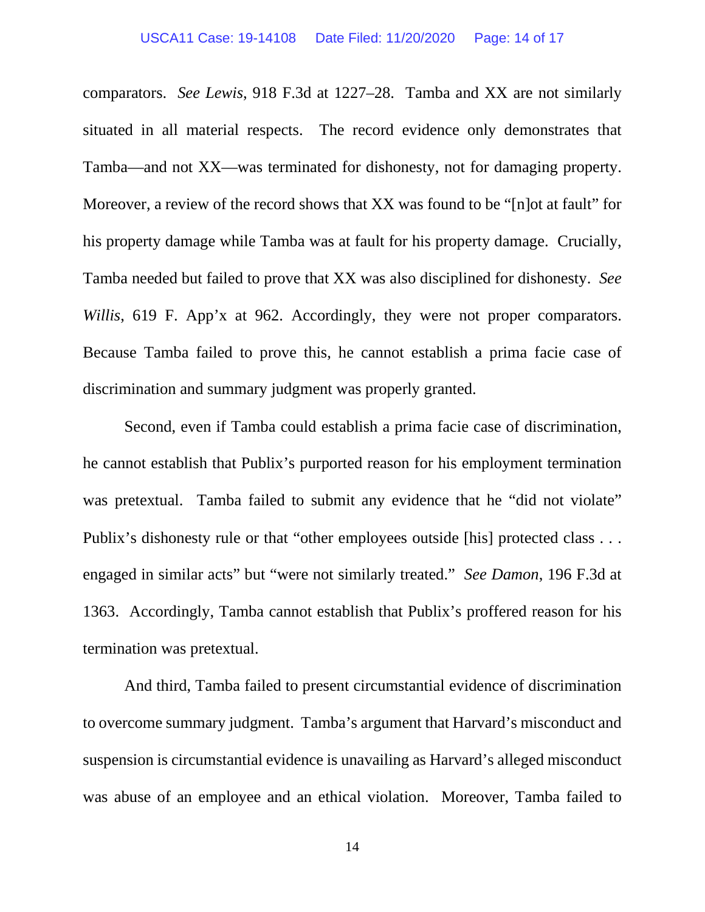comparators. *See Lewis*, 918 F.3d at 1227–28. Tamba and XX are not similarly situated in all material respects. The record evidence only demonstrates that Tamba—and not XX—was terminated for dishonesty, not for damaging property. Moreover, a review of the record shows that XX was found to be "[n]ot at fault" for his property damage while Tamba was at fault for his property damage. Crucially, Tamba needed but failed to prove that XX was also disciplined for dishonesty. *See Willis*, 619 F. App'x at 962. Accordingly, they were not proper comparators. Because Tamba failed to prove this, he cannot establish a prima facie case of discrimination and summary judgment was properly granted.

Second, even if Tamba could establish a prima facie case of discrimination, he cannot establish that Publix's purported reason for his employment termination was pretextual. Tamba failed to submit any evidence that he "did not violate" Publix's dishonesty rule or that "other employees outside [his] protected class . . . engaged in similar acts" but "were not similarly treated." *See Damon*, 196 F.3d at 1363. Accordingly, Tamba cannot establish that Publix's proffered reason for his termination was pretextual.

And third, Tamba failed to present circumstantial evidence of discrimination to overcome summary judgment. Tamba's argument that Harvard's misconduct and suspension is circumstantial evidence is unavailing as Harvard's alleged misconduct was abuse of an employee and an ethical violation. Moreover, Tamba failed to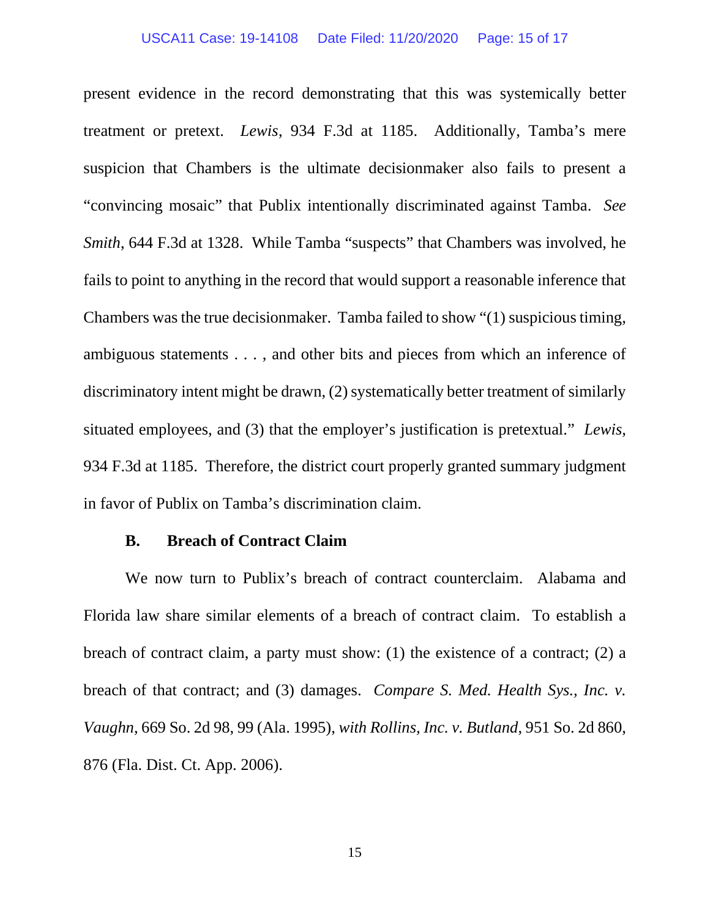present evidence in the record demonstrating that this was systemically better treatment or pretext. *Lewis*, 934 F.3d at 1185. Additionally, Tamba's mere suspicion that Chambers is the ultimate decisionmaker also fails to present a "convincing mosaic" that Publix intentionally discriminated against Tamba. *See Smith*, 644 F.3d at 1328. While Tamba "suspects" that Chambers was involved, he fails to point to anything in the record that would support a reasonable inference that Chambers was the true decisionmaker. Tamba failed to show "(1) suspicious timing, ambiguous statements . . . , and other bits and pieces from which an inference of discriminatory intent might be drawn, (2) systematically better treatment of similarly situated employees, and (3) that the employer's justification is pretextual." *Lewis*, 934 F.3d at 1185. Therefore, the district court properly granted summary judgment in favor of Publix on Tamba's discrimination claim.

### B. Breach of Contract Claim

We now turn to Publix's breach of contract counterclaim. Alabama and Florida law share similar elements of a breach of contract claim. To establish a breach of contract claim, a party must show: (1) the existence of a contract; (2) a breach of that contract; and (3) damages. *Compare S. Med. Health Sys., Inc. v. Vaughn*, 669 So. 2d 98, 99 (Ala. 1995), *with Rollins, Inc. v. Butland*, 951 So. 2d 860, 876 (Fla. Dist. Ct. App. 2006).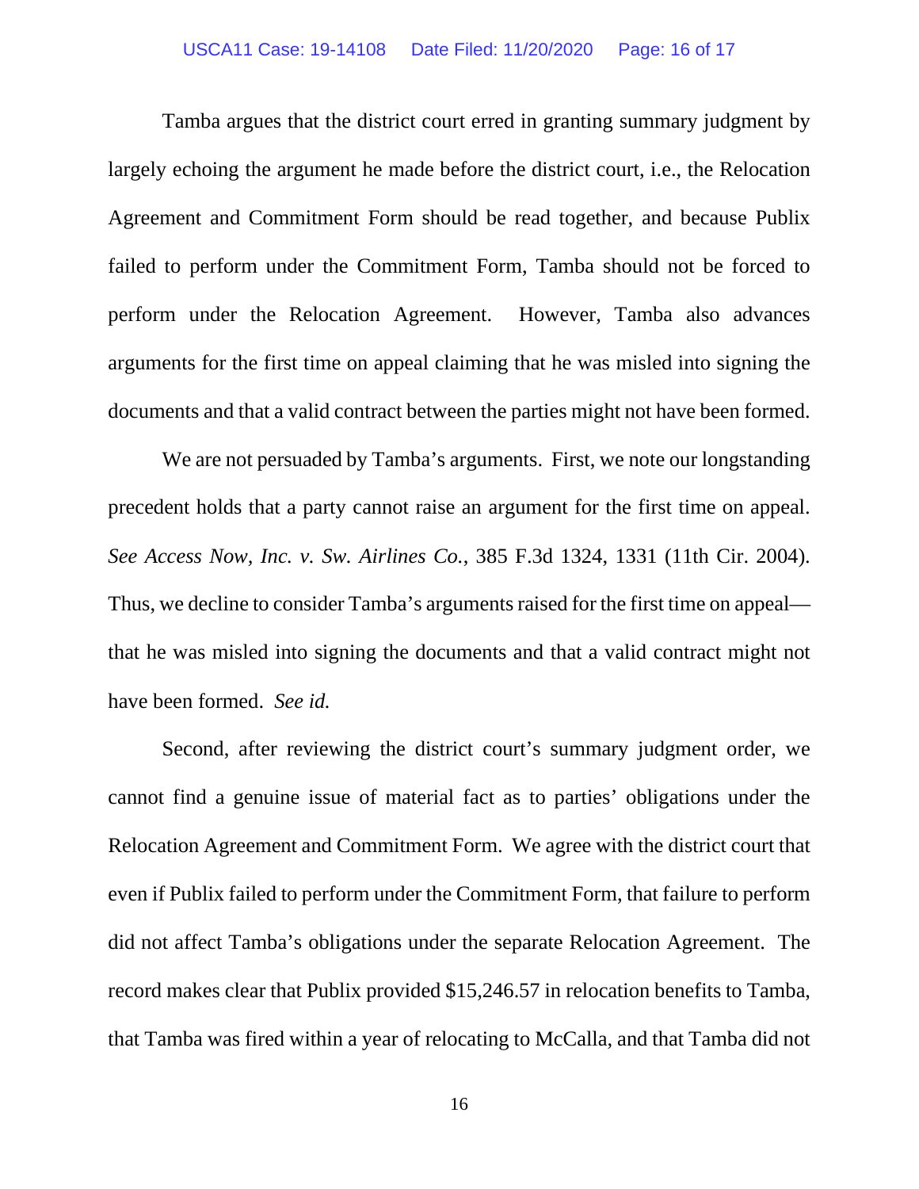Tamba argues that the district court erred in granting summary judgment by largely echoing the argument he made before the district court, i.e., the Relocation Agreement and Commitment Form should be read together, and because Publix failed to perform under the Commitment Form, Tamba should not be forced to perform under the Relocation Agreement. However, Tamba also advances arguments for the first time on appeal claiming that he was misled into signing the documents and that a valid contract between the parties might not have been formed.

We are not persuaded by Tamba's arguments. First, we note our longstanding precedent holds that a party cannot raise an argument for the first time on appeal. *See Access Now, Inc. v. Sw. Airlines Co.*, 385 F.3d 1324, 1331 (11th Cir. 2004). Thus, we decline to consider Tamba's arguments raised for the first time on appeal—that he was misled into signing the documents and that a valid contract might not have been formed. *See id.*

Second, after reviewing the district court's summary judgment order, we cannot find a genuine issue of material fact as to parties' obligations under the Relocation Agreement and Commitment Form. We agree with the district court that even if Publix failed to perform under the Commitment Form, that failure to perform did not affect Tamba's obligations under the separate Relocation Agreement. The record makes clear that Publix provided $15,246.57 in relocation benefits to Tamba, that Tamba was fired within a year of relocating to McCalla, and that Tamba did not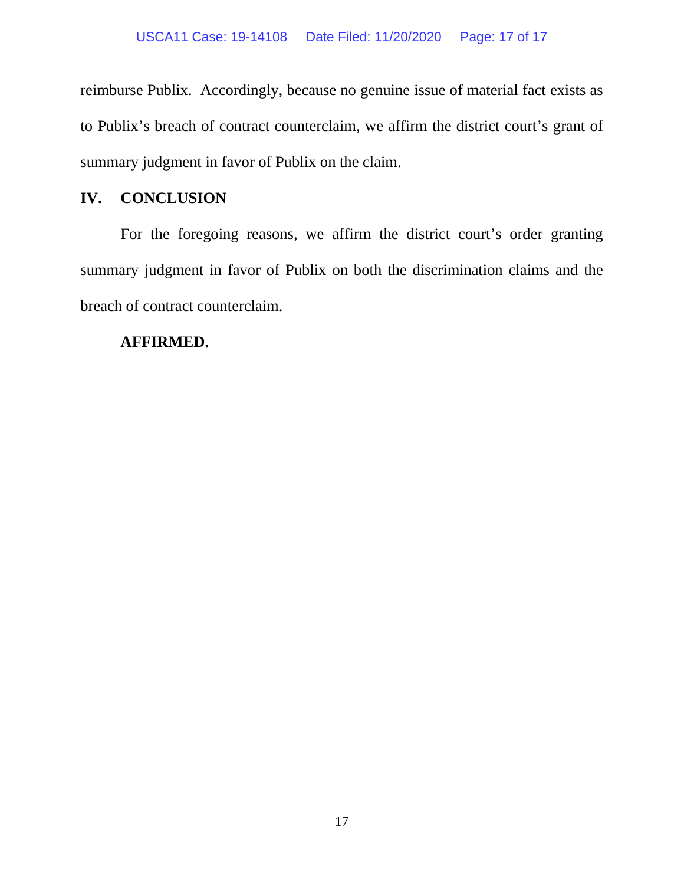reimburse Publix. Accordingly, because no genuine issue of material fact exists as to Publix's breach of contract counterclaim, we affirm the district court's grant of summary judgment in favor of Publix on the claim.

## IV. CONCLUSION

For the foregoing reasons, we affirm the district court's order granting summary judgment in favor of Publix on both the discrimination claims and the breach of contract counterclaim.

**AFFIRMED.**